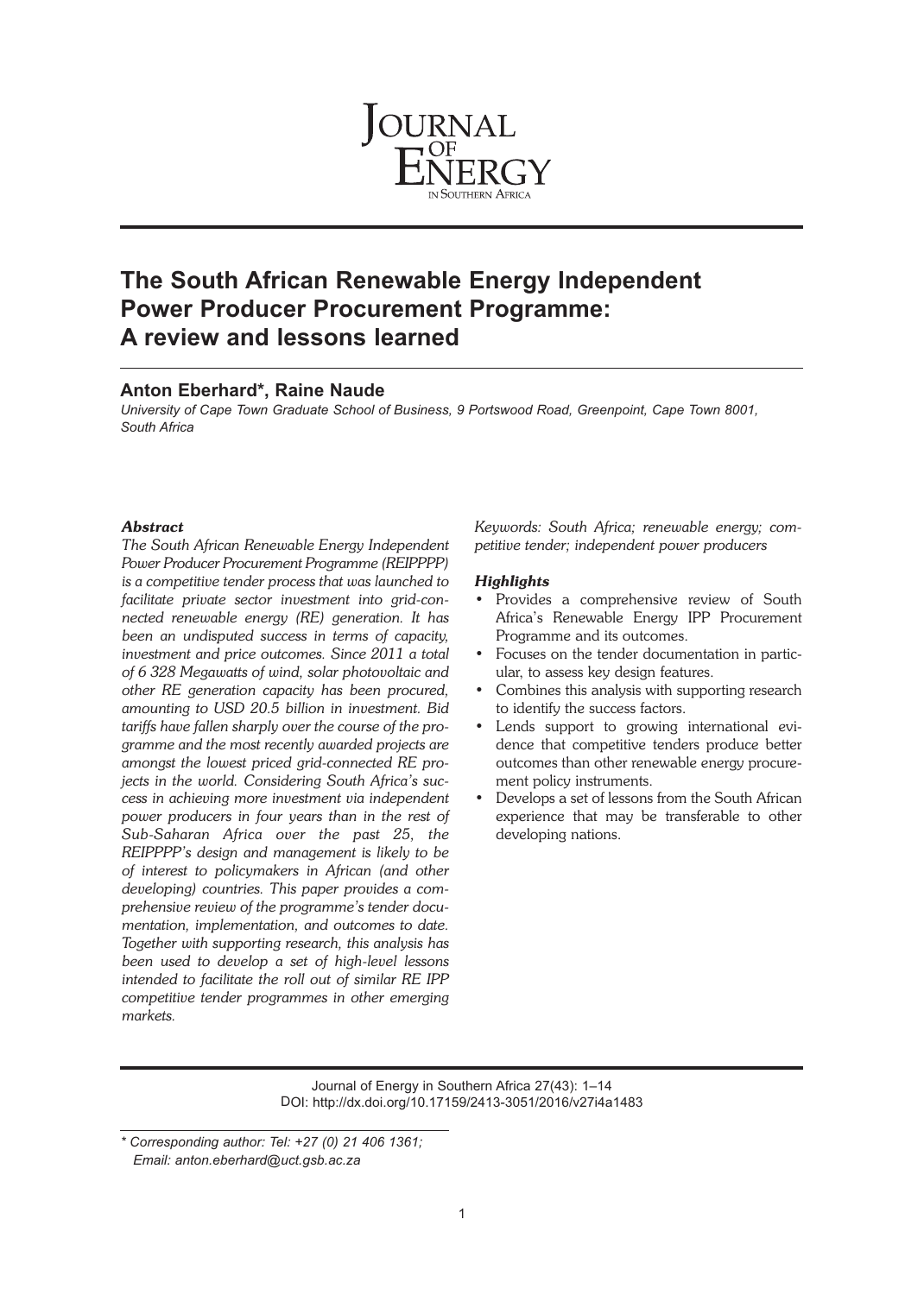# The South African Renewable Energy Independent Power Producer Procurement Programme: A review and lessons learned

**Anton Eberhard*, Raine Naude**

*University of Cape Town Graduate School of Business, 9 Portswood Road, Greenpoint, Cape Town 8001, South Africa*

***Abstract***

*The South African Renewable Energy Independent Power Producer Procurement Programme (REIPPPP) is a competitive tender process that was launched to facilitate private sector investment into grid-connected renewable energy (RE) generation. It has been an undisputed success in terms of capacity, investment and price outcomes. Since 2011 a total of 6 328 Megawatts of wind, solar photovoltaic and other RE generation capacity has been procured, amounting to USD 20.5 billion in investment. Bid tariffs have fallen sharply over the course of the programme and the most recently awarded projects are amongst the lowest priced grid-connected RE projects in the world. Considering South Africa's success in achieving more investment via independent power producers in four years than in the rest of Sub-Saharan Africa over the past 25, the REIPPPP's design and management is likely to be of interest to policymakers in African (and other developing) countries. This paper provides a comprehensive review of the programme's tender documentation, implementation, and outcomes to date. Together with supporting research, this analysis has been used to develop a set of high-level lessons intended to facilitate the roll out of similar RE IPP competitive tender programmes in other emerging markets.*

*Keywords: South Africa; renewable energy; competitive tender; independent power producers*

***Highlights***

- Provides a comprehensive review of South Africa's Renewable Energy IPP Procurement Programme and its outcomes.
- Focuses on the tender documentation in particular, to assess key design features.
- Combines this analysis with supporting research to identify the success factors.
- Lends support to growing international evidence that competitive tenders produce better outcomes than other renewable energy procurement policy instruments.
- Develops a set of lessons from the South African experience that may be transferable to other developing nations.

Journal of Energy in Southern Africa 27(43): 1–14
DOI: http://dx.doi.org/10.17159/2413-3051/2016/v27i4a1483

*\* Corresponding author: Tel: +27 (0) 21 406 1361; Email: anton.eberhard@uct.gsb.ac.za*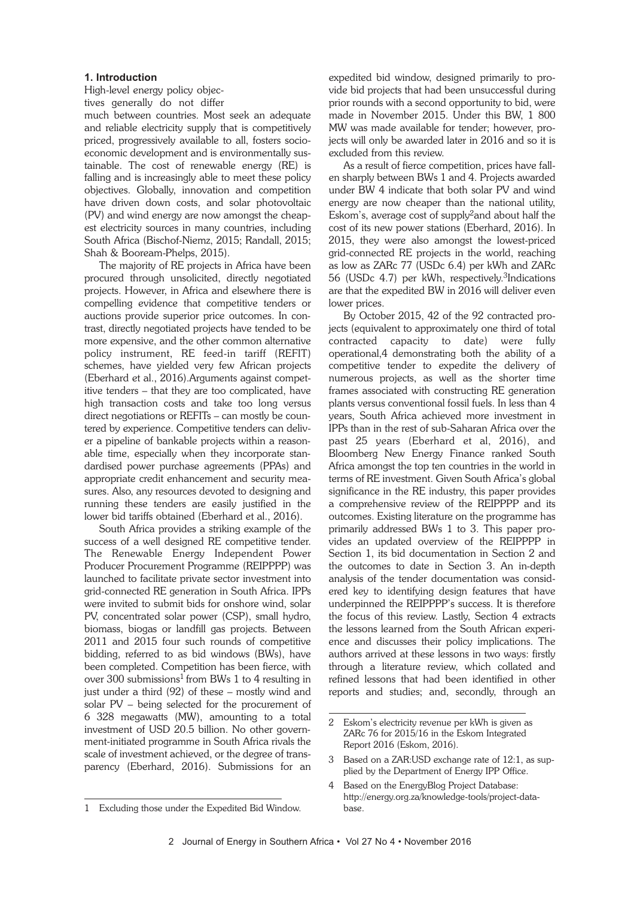## 1. Introduction

High-level energy policy objectives generally do not differ much between countries. Most seek an adequate and reliable electricity supply that is competitively priced, progressively available to all, fosters socio-economic development and is environmentally sustainable. The cost of renewable energy (RE) is falling and is increasingly able to meet these policy objectives. Globally, innovation and competition have driven down costs, and solar photovoltaic (PV) and wind energy are now amongst the cheapest electricity sources in many countries, including South Africa (Bischof-Niemz, 2015; Randall, 2015; Shah & Booream-Phelps, 2015).

The majority of RE projects in Africa have been procured through unsolicited, directly negotiated projects. However, in Africa and elsewhere there is compelling evidence that competitive tenders or auctions provide superior price outcomes. In contrast, directly negotiated projects have tended to be more expensive, and the other common alternative policy instrument, RE feed-in tariff (REFIT) schemes, have yielded very few African projects (Eberhard et al., 2016).Arguments against competitive tenders – that they are too complicated, have high transaction costs and take too long versus direct negotiations or REFITs – can mostly be countered by experience. Competitive tenders can deliver a pipeline of bankable projects within a reasonable time, especially when they incorporate standardised power purchase agreements (PPAs) and appropriate credit enhancement and security measures. Also, any resources devoted to designing and running these tenders are easily justified in the lower bid tariffs obtained (Eberhard et al., 2016).

South Africa provides a striking example of the success of a well designed RE competitive tender. The Renewable Energy Independent Power Producer Procurement Programme (REIPPPP) was launched to facilitate private sector investment into grid-connected RE generation in South Africa. IPPs were invited to submit bids for onshore wind, solar PV, concentrated solar power (CSP), small hydro, biomass, biogas or landfill gas projects. Between 2011 and 2015 four such rounds of competitive bidding, referred to as bid windows (BWs), have been completed. Competition has been fierce, with over 300 submissions[1] from BWs 1 to 4 resulting in just under a third (92) of these – mostly wind and solar PV – being selected for the procurement of 6 328 megawatts (MW), amounting to a total investment of USD 20.5 billion. No other government-initiated programme in South Africa rivals the scale of investment achieved, or the degree of transparency (Eberhard, 2016). Submissions for an expedited bid window, designed primarily to provide bid projects that had been unsuccessful during prior rounds with a second opportunity to bid, were made in November 2015. Under this BW, 1 800 MW was made available for tender; however, projects will only be awarded later in 2016 and so it is excluded from this review.

As a result of fierce competition, prices have fallen sharply between BWs 1 and 4. Projects awarded under BW 4 indicate that both solar PV and wind energy are now cheaper than the national utility, Eskom's, average cost of supply[2]and about half the cost of its new power stations (Eberhard, 2016). In 2015, they were also amongst the lowest-priced grid-connected RE projects in the world, reaching as low as ZARc 77 (USDc 6.4) per kWh and ZARc 56 (USDc 4.7) per kWh, respectively.[3]Indications are that the expedited BW in 2016 will deliver even lower prices.

By October 2015, 42 of the 92 contracted projects (equivalent to approximately one third of total contracted capacity to date) were fully operational,4 demonstrating both the ability of a competitive tender to expedite the delivery of numerous projects, as well as the shorter time frames associated with constructing RE generation plants versus conventional fossil fuels. In less than 4 years, South Africa achieved more investment in IPPs than in the rest of sub-Saharan Africa over the past 25 years (Eberhard et al, 2016), and Bloomberg New Energy Finance ranked South Africa amongst the top ten countries in the world in terms of RE investment. Given South Africa's global significance in the RE industry, this paper provides a comprehensive review of the REIPPPP and its outcomes. Existing literature on the programme has primarily addressed BWs 1 to 3. This paper provides an updated overview of the REIPPPP in Section 1, its bid documentation in Section 2 and the outcomes to date in Section 3. An in-depth analysis of the tender documentation was considered key to identifying design features that have underpinned the REIPPPP's success. It is therefore the focus of this review. Lastly, Section 4 extracts the lessons learned from the South African experience and discusses their policy implications. The authors arrived at these lessons in two ways: firstly through a literature review, which collated and refined lessons that had been identified in other reports and studies; and, secondly, through an

1 Excluding those under the Expedited Bid Window.

2 Eskom's electricity revenue per kWh is given as ZARc 76 for 2015/16 in the Eskom Integrated Report 2016 (Eskom, 2016).

3 Based on a ZAR:USD exchange rate of 12:1, as supplied by the Department of Energy IPP Office.

4 Based on the EnergyBlog Project Database: http://energy.org.za/knowledge-tools/project-database.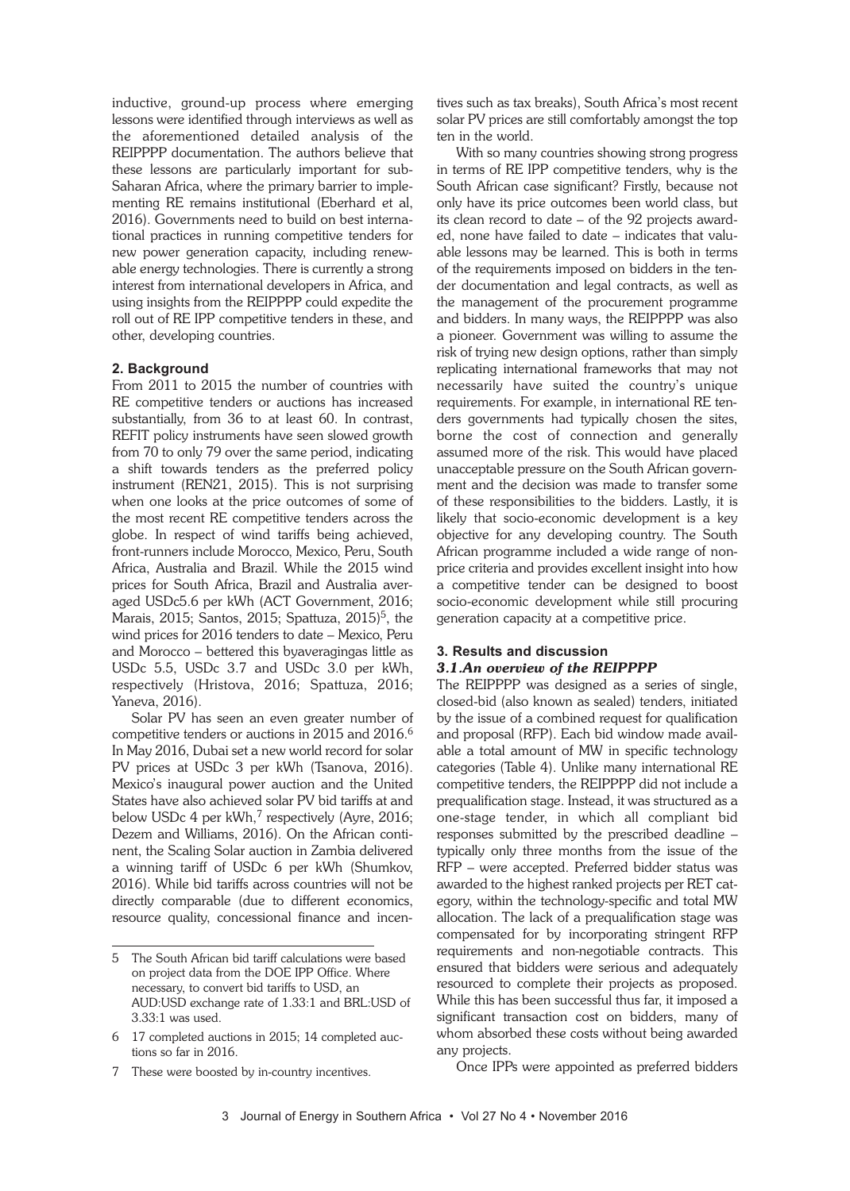inductive, ground-up process where emerging lessons were identified through interviews as well as the aforementioned detailed analysis of the REIPPPP documentation. The authors believe that these lessons are particularly important for sub-Saharan Africa, where the primary barrier to implementing RE remains institutional (Eberhard et al, 2016). Governments need to build on best international practices in running competitive tenders for new power generation capacity, including renewable energy technologies. There is currently a strong interest from international developers in Africa, and using insights from the REIPPPP could expedite the roll out of RE IPP competitive tenders in these, and other, developing countries.

## 2. Background

From 2011 to 2015 the number of countries with RE competitive tenders or auctions has increased substantially, from 36 to at least 60. In contrast, REFIT policy instruments have seen slowed growth from 70 to only 79 over the same period, indicating a shift towards tenders as the preferred policy instrument (REN21, 2015). This is not surprising when one looks at the price outcomes of some of the most recent RE competitive tenders across the globe. In respect of wind tariffs being achieved, front-runners include Morocco, Mexico, Peru, South Africa, Australia and Brazil. While the 2015 wind prices for South Africa, Brazil and Australia averaged USDc5.6 per kWh (ACT Government, 2016; Marais, 2015; Santos, 2015; Spattuza, 2015)[5], the wind prices for 2016 tenders to date – Mexico, Peru and Morocco – bettered this byaveragingas little as USDc 5.5, USDc 3.7 and USDc 3.0 per kWh, respectively (Hristova, 2016; Spattuza, 2016; Yaneva, 2016).

Solar PV has seen an even greater number of competitive tenders or auctions in 2015 and 2016.[6] In May 2016, Dubai set a new world record for solar PV prices at USDc 3 per kWh (Tsanova, 2016). Mexico's inaugural power auction and the United States have also achieved solar PV bid tariffs at and below USDc 4 per kWh,[7] respectively (Ayre, 2016; Dezem and Williams, 2016). On the African continent, the Scaling Solar auction in Zambia delivered a winning tariff of USDc 6 per kWh (Shumkov, 2016). While bid tariffs across countries will not be directly comparable (due to different economics, resource quality, concessional finance and incentives such as tax breaks), South Africa's most recent solar PV prices are still comfortably amongst the top ten in the world.

With so many countries showing strong progress in terms of RE IPP competitive tenders, why is the South African case significant? Firstly, because not only have its price outcomes been world class, but its clean record to date – of the 92 projects awarded, none have failed to date – indicates that valuable lessons may be learned. This is both in terms of the requirements imposed on bidders in the tender documentation and legal contracts, as well as the management of the procurement programme and bidders. In many ways, the REIPPPP was also a pioneer. Government was willing to assume the risk of trying new design options, rather than simply replicating international frameworks that may not necessarily have suited the country's unique requirements. For example, in international RE tenders governments had typically chosen the sites, borne the cost of connection and generally assumed more of the risk. This would have placed unacceptable pressure on the South African government and the decision was made to transfer some of these responsibilities to the bidders. Lastly, it is likely that socio-economic development is a key objective for any developing country. The South African programme included a wide range of non-price criteria and provides excellent insight into how a competitive tender can be designed to boost socio-economic development while still procuring generation capacity at a competitive price.

## 3. Results and discussion

### *3.1.An overview of the REIPPPP*

The REIPPPP was designed as a series of single, closed-bid (also known as sealed) tenders, initiated by the issue of a combined request for qualification and proposal (RFP). Each bid window made available a total amount of MW in specific technology categories (Table 4). Unlike many international RE competitive tenders, the REIPPPP did not include a prequalification stage. Instead, it was structured as a one-stage tender, in which all compliant bid responses submitted by the prescribed deadline – typically only three months from the issue of the RFP – were accepted. Preferred bidder status was awarded to the highest ranked projects per RET category, within the technology-specific and total MW allocation. The lack of a prequalification stage was compensated for by incorporating stringent RFP requirements and non-negotiable contracts. This ensured that bidders were serious and adequately resourced to complete their projects as proposed. While this has been successful thus far, it imposed a significant transaction cost on bidders, many of whom absorbed these costs without being awarded any projects.

Once IPPs were appointed as preferred bidders

---

5 The South African bid tariff calculations were based on project data from the DOE IPP Office. Where necessary, to convert bid tariffs to USD, an AUD:USD exchange rate of 1.33:1 and BRL:USD of 3.33:1 was used.

6 17 completed auctions in 2015; 14 completed auctions so far in 2016.

7 These were boosted by in-country incentives.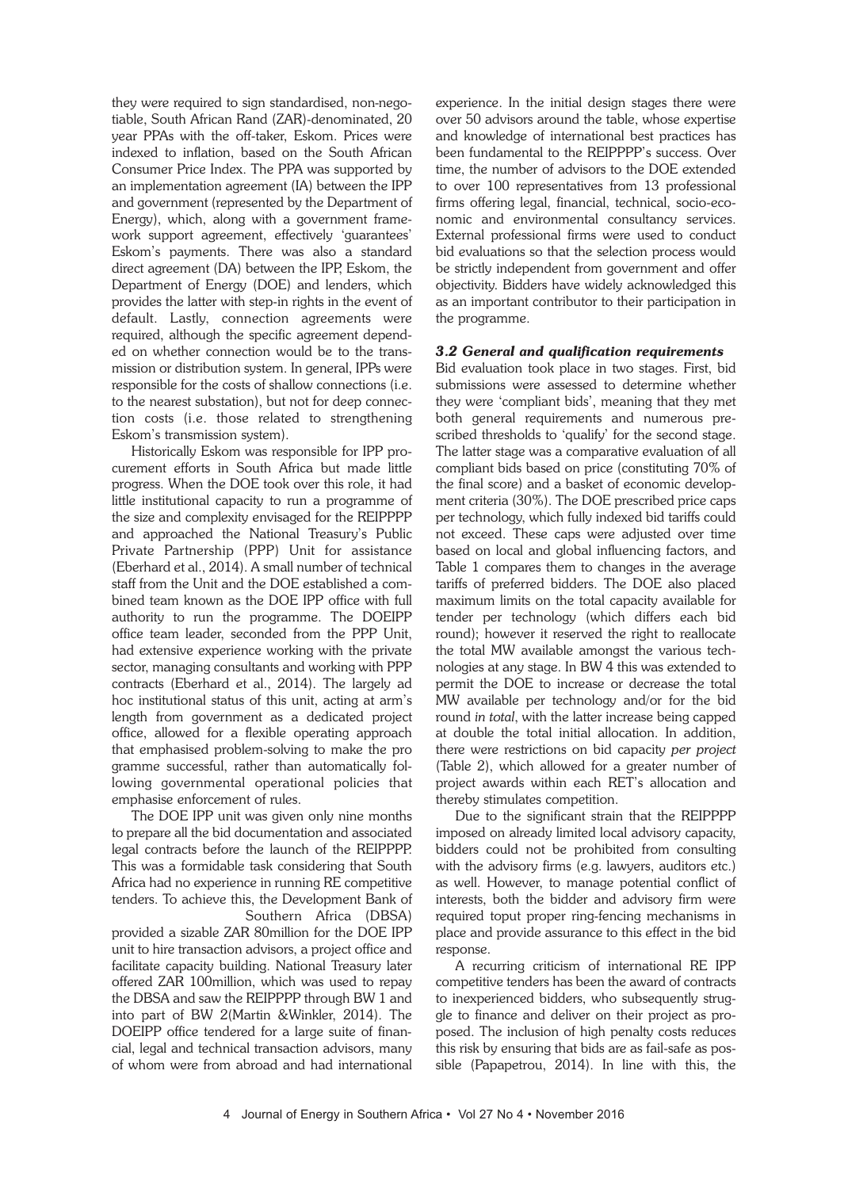they were required to sign standardised, non-negotiable, South African Rand (ZAR)-denominated, 20 year PPAs with the off-taker, Eskom. Prices were indexed to inflation, based on the South African Consumer Price Index. The PPA was supported by an implementation agreement (IA) between the IPP and government (represented by the Department of Energy), which, along with a government framework support agreement, effectively 'guarantees' Eskom's payments. There was also a standard direct agreement (DA) between the IPP, Eskom, the Department of Energy (DOE) and lenders, which provides the latter with step-in rights in the event of default. Lastly, connection agreements were required, although the specific agreement depended on whether connection would be to the transmission or distribution system. In general, IPPs were responsible for the costs of shallow connections (i.e. to the nearest substation), but not for deep connection costs (i.e. those related to strengthening Eskom's transmission system).

Historically Eskom was responsible for IPP procurement efforts in South Africa but made little progress. When the DOE took over this role, it had little institutional capacity to run a programme of the size and complexity envisaged for the REIPPPP and approached the National Treasury's Public Private Partnership (PPP) Unit for assistance (Eberhard et al., 2014). A small number of technical staff from the Unit and the DOE established a combined team known as the DOE IPP office with full authority to run the programme. The DOEIPP office team leader, seconded from the PPP Unit, had extensive experience working with the private sector, managing consultants and working with PPP contracts (Eberhard et al., 2014). The largely ad hoc institutional status of this unit, acting at arm's length from government as a dedicated project office, allowed for a flexible operating approach that emphasised problem-solving to make the pro gramme successful, rather than automatically following governmental operational policies that emphasise enforcement of rules.

The DOE IPP unit was given only nine months to prepare all the bid documentation and associated legal contracts before the launch of the REIPPPP. This was a formidable task considering that South Africa had no experience in running RE competitive tenders. To achieve this, the Development Bank of Southern Africa (DBSA) provided a sizable ZAR 80million for the DOE IPP unit to hire transaction advisors, a project office and facilitate capacity building. National Treasury later offered ZAR 100million, which was used to repay the DBSA and saw the REIPPPP through BW 1 and into part of BW 2(Martin &Winkler, 2014). The DOEIPP office tendered for a large suite of financial, legal and technical transaction advisors, many of whom were from abroad and had international experience. In the initial design stages there were over 50 advisors around the table, whose expertise and knowledge of international best practices has been fundamental to the REIPPPP's success. Over time, the number of advisors to the DOE extended to over 100 representatives from 13 professional firms offering legal, financial, technical, socio-economic and environmental consultancy services. External professional firms were used to conduct bid evaluations so that the selection process would be strictly independent from government and offer objectivity. Bidders have widely acknowledged this as an important contributor to their participation in the programme.

### *3.2 General and qualification requirements*

Bid evaluation took place in two stages. First, bid submissions were assessed to determine whether they were 'compliant bids', meaning that they met both general requirements and numerous prescribed thresholds to 'qualify' for the second stage. The latter stage was a comparative evaluation of all compliant bids based on price (constituting 70% of the final score) and a basket of economic development criteria (30%). The DOE prescribed price caps per technology, which fully indexed bid tariffs could not exceed. These caps were adjusted over time based on local and global influencing factors, and Table 1 compares them to changes in the average tariffs of preferred bidders. The DOE also placed maximum limits on the total capacity available for tender per technology (which differs each bid round); however it reserved the right to reallocate the total MW available amongst the various technologies at any stage. In BW 4 this was extended to permit the DOE to increase or decrease the total MW available per technology and/or for the bid round *in total*, with the latter increase being capped at double the total initial allocation. In addition, there were restrictions on bid capacity *per project* (Table 2), which allowed for a greater number of project awards within each RET's allocation and thereby stimulates competition.

Due to the significant strain that the REIPPPP imposed on already limited local advisory capacity, bidders could not be prohibited from consulting with the advisory firms (e.g. lawyers, auditors etc.) as well. However, to manage potential conflict of interests, both the bidder and advisory firm were required toput proper ring-fencing mechanisms in place and provide assurance to this effect in the bid response.

A recurring criticism of international RE IPP competitive tenders has been the award of contracts to inexperienced bidders, who subsequently struggle to finance and deliver on their project as proposed. The inclusion of high penalty costs reduces this risk by ensuring that bids are as fail-safe as possible (Papapetrou, 2014). In line with this, the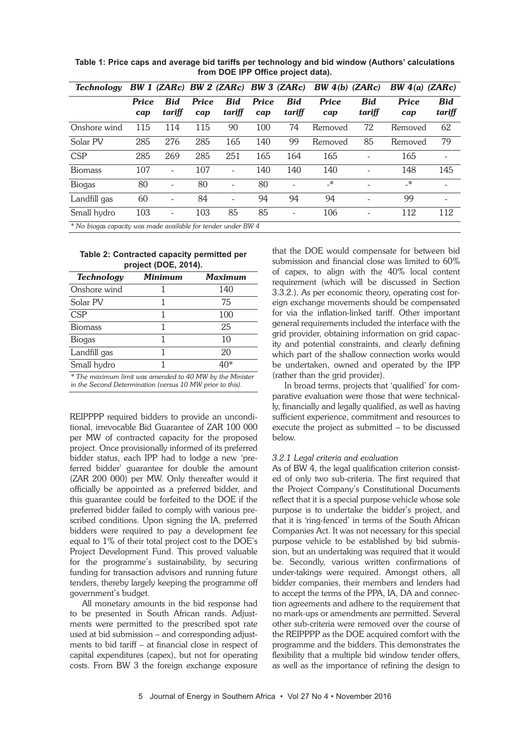**Table 1: Price caps and average bid tariffs per technology and bid window (Authors' calculations from DOE IPP Office project data).**

| *Technology* | *BW 1 (ZARc)* | | *BW 2 (ZARc)* | | *BW 3 (ZARc)* | | *BW 4(b) (ZARc)* | | *BW 4(a) (ZARc)* | |
|---|---|---|---|---|---|---|---|---|---|---|
| | ***Price cap*** | ***Bid tariff*** | ***Price cap*** | ***Bid tariff*** | ***Price cap*** | ***Bid tariff*** | ***Price cap*** | ***Bid tariff*** | ***Price cap*** | ***Bid tariff*** |
| Onshore wind | 115 | 114 | 115 | 90 | 100 | 74 | Removed | 72 | Removed | 62 |
| Solar PV | 285 | 276 | 285 | 165 | 140 | 99 | Removed | 85 | Removed | 79 |
| CSP | 285 | 269 | 285 | 251 | 165 | 164 | 165 | - | 165 | - |
| Biomass | 107 | - | 107 | - | 140 | 140 | 140 | - | 148 | 145 |
| Biogas | 80 | - | 80 | - | 80 | - | -* | - | -* | - |
| Landfill gas | 60 | - | 84 | - | 94 | 94 | 94 | - | 99 | - |
| Small hydro | 103 | - | 103 | 85 | 85 | - | 106 | - | 112 | 112 |

*\* No biogas capacity was made available for tender under BW 4*

**Table 2: Contracted capacity permitted per project (DOE, 2014).**

| *Technology* | *Minimum* | *Maximum* |
|---|---|---|
| Onshore wind | 1 | 140 |
| Solar PV | 1 | 75 |
| CSP | 1 | 100 |
| Biomass | 1 | 25 |
| Biogas | 1 | 10 |
| Landfill gas | 1 | 20 |
| Small hydro | 1 | 40* |

*\* The maximum limit was amended to 40 MW by the Minister in the Second Determination (versus 10 MW prior to this).*

REIPPPP required bidders to provide an unconditional, irrevocable Bid Guarantee of ZAR 100 000 per MW of contracted capacity for the proposed project. Once provisionally informed of its preferred bidder status, each IPP had to lodge a new 'preferred bidder' guarantee for double the amount (ZAR 200 000) per MW. Only thereafter would it officially be appointed as a preferred bidder, and this guarantee could be forfeited to the DOE if the preferred bidder failed to comply with various prescribed conditions. Upon signing the IA, preferred bidders were required to pay a development fee equal to 1% of their total project cost to the DOE's Project Development Fund. This proved valuable for the programme's sustainability, by securing funding for transaction advisors and running future tenders, thereby largely keeping the programme off government's budget.

All monetary amounts in the bid response had to be presented in South African rands. Adjustments were permitted to the prescribed spot rate used at bid submission – and corresponding adjustments to bid tariff – at financial close in respect of capital expenditures (capex), but not for operating costs. From BW 3 the foreign exchange exposure that the DOE would compensate for between bid submission and financial close was limited to 60% of capex, to align with the 40% local content requirement (which will be discussed in Section 3.3.2.). As per economic theory, operating cost foreign exchange movements should be compensated for via the inflation-linked tariff. Other important general requirements included the interface with the grid provider, obtaining information on grid capacity and potential constraints, and clearly defining which part of the shallow connection works would be undertaken, owned and operated by the IPP (rather than the grid provider).

In broad terms, projects that 'qualified' for comparative evaluation were those that were technically, financially and legally qualified, as well as having sufficient experience, commitment and resources to execute the project as submitted – to be discussed below.

#### *3.2.1 Legal criteria and evaluation*

As of BW 4, the legal qualification criterion consisted of only two sub-criteria. The first required that the Project Company's Constitutional Documents reflect that it is a special purpose vehicle whose sole purpose is to undertake the bidder's project, and that it is 'ring-fenced' in terms of the South African Companies Act. It was not necessary for this special purpose vehicle to be established by bid submission, but an undertaking was required that it would be. Secondly, various written confirmations of under-takings were required. Amongst others, all bidder companies, their members and lenders had to accept the terms of the PPA, IA, DA and connection agreements and adhere to the requirement that no mark-ups or amendments are permitted. Several other sub-criteria were removed over the course of the REIPPPP as the DOE acquired comfort with the programme and the bidders. This demonstrates the flexibility that a multiple bid window tender offers, as well as the importance of refining the design to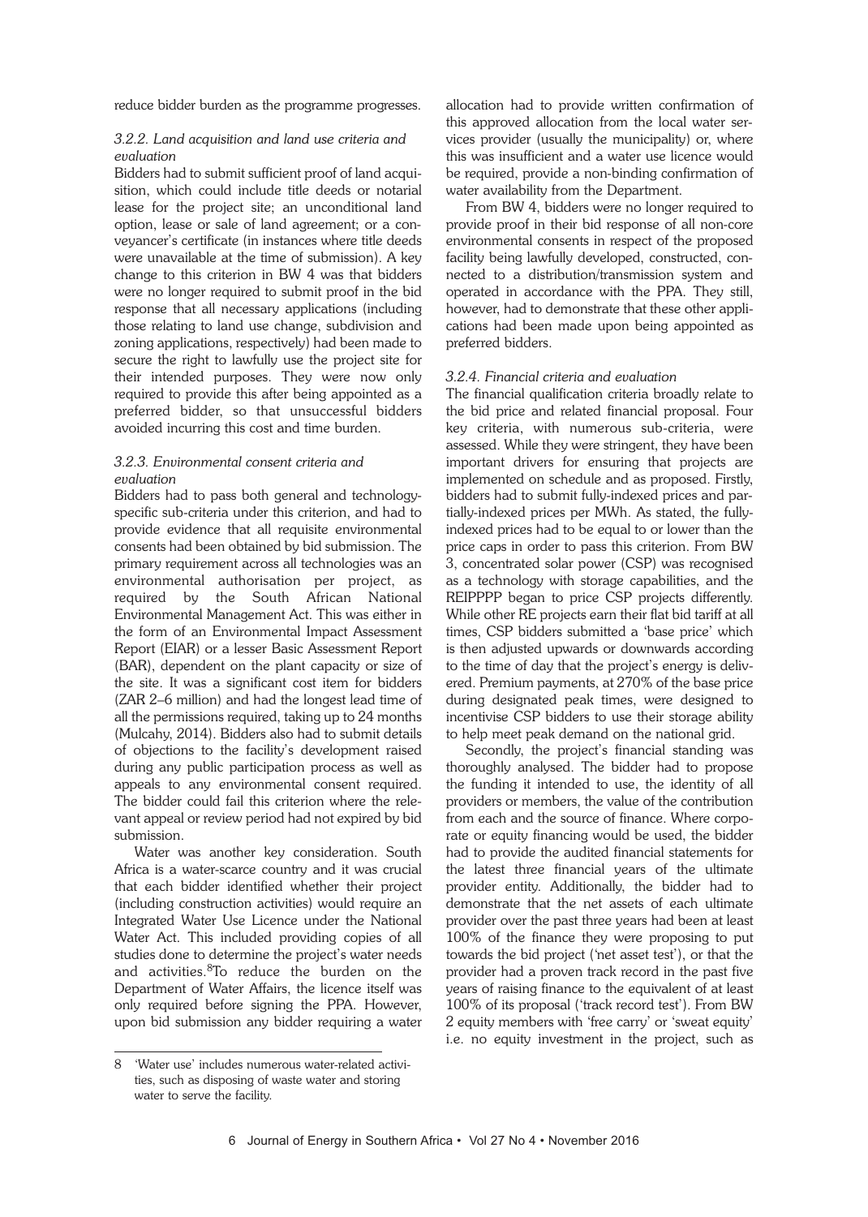reduce bidder burden as the programme progresses.

### *3.2.2. Land acquisition and land use criteria and evaluation*

Bidders had to submit sufficient proof of land acquisition, which could include title deeds or notarial lease for the project site; an unconditional land option, lease or sale of land agreement; or a conveyancer's certificate (in instances where title deeds were unavailable at the time of submission). A key change to this criterion in BW 4 was that bidders were no longer required to submit proof in the bid response that all necessary applications (including those relating to land use change, subdivision and zoning applications, respectively) had been made to secure the right to lawfully use the project site for their intended purposes. They were now only required to provide this after being appointed as a preferred bidder, so that unsuccessful bidders avoided incurring this cost and time burden.

### *3.2.3. Environmental consent criteria and evaluation*

Bidders had to pass both general and technology-specific sub-criteria under this criterion, and had to provide evidence that all requisite environmental consents had been obtained by bid submission. The primary requirement across all technologies was an environmental authorisation per project, as required by the South African National Environmental Management Act. This was either in the form of an Environmental Impact Assessment Report (EIAR) or a lesser Basic Assessment Report (BAR), dependent on the plant capacity or size of the site. It was a significant cost item for bidders (ZAR 2–6 million) and had the longest lead time of all the permissions required, taking up to 24 months (Mulcahy, 2014). Bidders also had to submit details of objections to the facility's development raised during any public participation process as well as appeals to any environmental consent required. The bidder could fail this criterion where the relevant appeal or review period had not expired by bid submission.

Water was another key consideration. South Africa is a water-scarce country and it was crucial that each bidder identified whether their project (including construction activities) would require an Integrated Water Use Licence under the National Water Act. This included providing copies of all studies done to determine the project's water needs and activities.[8] To reduce the burden on the Department of Water Affairs, the licence itself was only required before signing the PPA. However, upon bid submission any bidder requiring a water allocation had to provide written confirmation of this approved allocation from the local water services provider (usually the municipality) or, where this was insufficient and a water use licence would be required, provide a non-binding confirmation of water availability from the Department.

From BW 4, bidders were no longer required to provide proof in their bid response of all non-core environmental consents in respect of the proposed facility being lawfully developed, constructed, connected to a distribution/transmission system and operated in accordance with the PPA. They still, however, had to demonstrate that these other applications had been made upon being appointed as preferred bidders.

### *3.2.4. Financial criteria and evaluation*

The financial qualification criteria broadly relate to the bid price and related financial proposal. Four key criteria, with numerous sub-criteria, were assessed. While they were stringent, they have been important drivers for ensuring that projects are implemented on schedule and as proposed. Firstly, bidders had to submit fully-indexed prices and partially-indexed prices per MWh. As stated, the fully-indexed prices had to be equal to or lower than the price caps in order to pass this criterion. From BW 3, concentrated solar power (CSP) was recognised as a technology with storage capabilities, and the REIPPPP began to price CSP projects differently. While other RE projects earn their flat bid tariff at all times, CSP bidders submitted a 'base price' which is then adjusted upwards or downwards according to the time of day that the project's energy is delivered. Premium payments, at 270% of the base price during designated peak times, were designed to incentivise CSP bidders to use their storage ability to help meet peak demand on the national grid.

Secondly, the project's financial standing was thoroughly analysed. The bidder had to propose the funding it intended to use, the identity of all providers or members, the value of the contribution from each and the source of finance. Where corporate or equity financing would be used, the bidder had to provide the audited financial statements for the latest three financial years of the ultimate provider entity. Additionally, the bidder had to demonstrate that the net assets of each ultimate provider over the past three years had been at least 100% of the finance they were proposing to put towards the bid project ('net asset test'), or that the provider had a proven track record in the past five years of raising finance to the equivalent of at least 100% of its proposal ('track record test'). From BW 2 equity members with 'free carry' or 'sweat equity' i.e. no equity investment in the project, such as

---

8 'Water use' includes numerous water-related activities, such as disposing of waste water and storing water to serve the facility.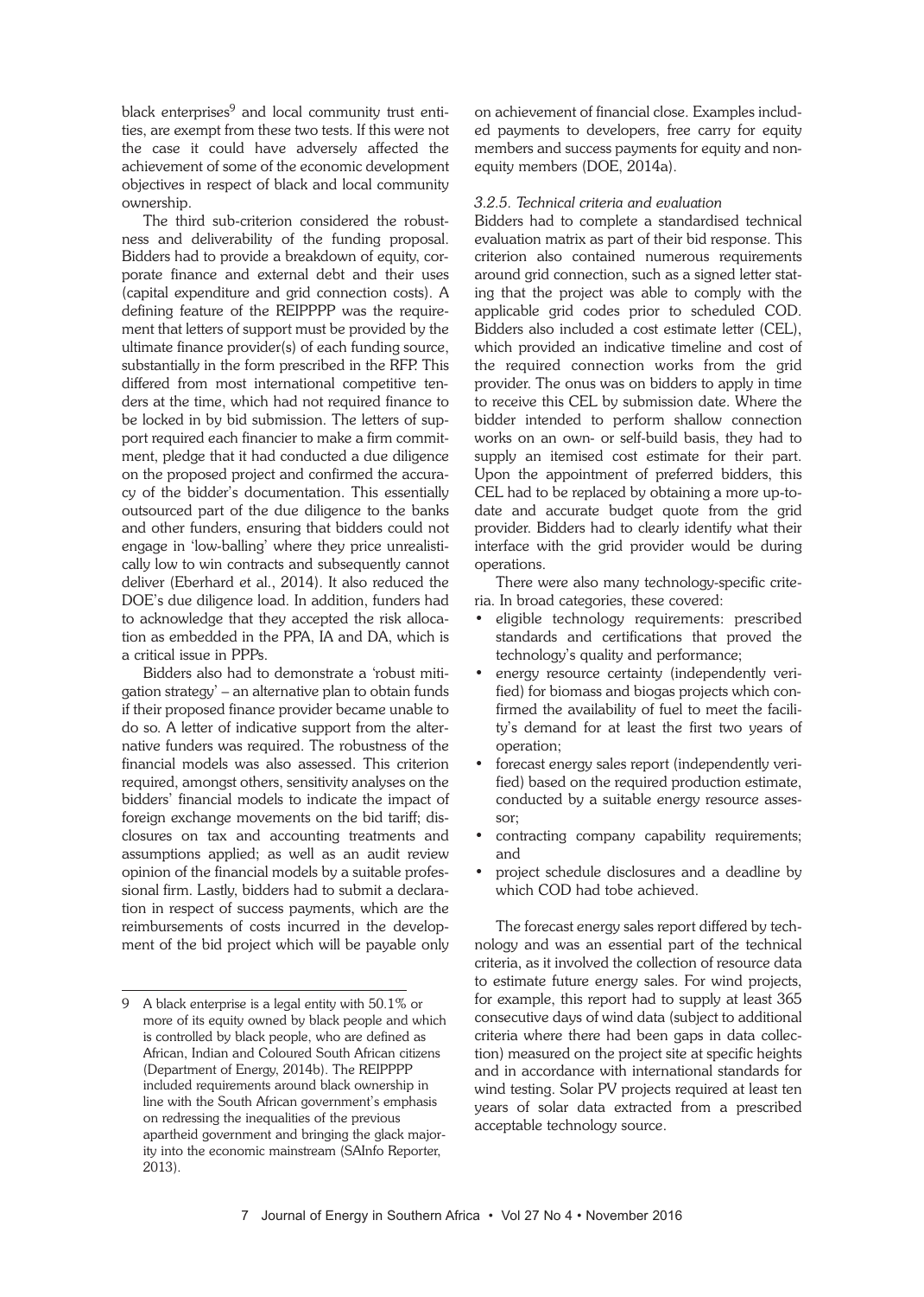black enterprises[9] and local community trust entities, are exempt from these two tests. If this were not the case it could have adversely affected the achievement of some of the economic development objectives in respect of black and local community ownership.

The third sub-criterion considered the robustness and deliverability of the funding proposal. Bidders had to provide a breakdown of equity, corporate finance and external debt and their uses (capital expenditure and grid connection costs). A defining feature of the REIPPPP was the requirement that letters of support must be provided by the ultimate finance provider(s) of each funding source, substantially in the form prescribed in the RFP. This differed from most international competitive tenders at the time, which had not required finance to be locked in by bid submission. The letters of support required each financier to make a firm commitment, pledge that it had conducted a due diligence on the proposed project and confirmed the accuracy of the bidder's documentation. This essentially outsourced part of the due diligence to the banks and other funders, ensuring that bidders could not engage in 'low-balling' where they price unrealistically low to win contracts and subsequently cannot deliver (Eberhard et al., 2014). It also reduced the DOE's due diligence load. In addition, funders had to acknowledge that they accepted the risk allocation as embedded in the PPA, IA and DA, which is a critical issue in PPPs.

Bidders also had to demonstrate a 'robust mitigation strategy' – an alternative plan to obtain funds if their proposed finance provider became unable to do so. A letter of indicative support from the alternative funders was required. The robustness of the financial models was also assessed. This criterion required, amongst others, sensitivity analyses on the bidders' financial models to indicate the impact of foreign exchange movements on the bid tariff; disclosures on tax and accounting treatments and assumptions applied; as well as an audit review opinion of the financial models by a suitable professional firm. Lastly, bidders had to submit a declaration in respect of success payments, which are the reimbursements of costs incurred in the development of the bid project which will be payable only on achievement of financial close. Examples included payments to developers, free carry for equity members and success payments for equity and non-equity members (DOE, 2014a).

### *3.2.5. Technical criteria and evaluation*

Bidders had to complete a standardised technical evaluation matrix as part of their bid response. This criterion also contained numerous requirements around grid connection, such as a signed letter stating that the project was able to comply with the applicable grid codes prior to scheduled COD. Bidders also included a cost estimate letter (CEL), which provided an indicative timeline and cost of the required connection works from the grid provider. The onus was on bidders to apply in time to receive this CEL by submission date. Where the bidder intended to perform shallow connection works on an own- or self-build basis, they had to supply an itemised cost estimate for their part. Upon the appointment of preferred bidders, this CEL had to be replaced by obtaining a more up-to-date and accurate budget quote from the grid provider. Bidders had to clearly identify what their interface with the grid provider would be during operations.

There were also many technology-specific criteria. In broad categories, these covered:

- eligible technology requirements: prescribed standards and certifications that proved the technology's quality and performance;
- energy resource certainty (independently verified) for biomass and biogas projects which confirmed the availability of fuel to meet the facility's demand for at least the first two years of operation;
- forecast energy sales report (independently verified) based on the required production estimate, conducted by a suitable energy resource assessor;
- contracting company capability requirements; and
- project schedule disclosures and a deadline by which COD had tobe achieved.

The forecast energy sales report differed by technology and was an essential part of the technical criteria, as it involved the collection of resource data to estimate future energy sales. For wind projects, for example, this report had to supply at least 365 consecutive days of wind data (subject to additional criteria where there had been gaps in data collection) measured on the project site at specific heights and in accordance with international standards for wind testing. Solar PV projects required at least ten years of solar data extracted from a prescribed acceptable technology source.

---

[9] A black enterprise is a legal entity with 50.1% or more of its equity owned by black people and which is controlled by black people, who are defined as African, Indian and Coloured South African citizens (Department of Energy, 2014b). The REIPPPP included requirements around black ownership in line with the South African government's emphasis on redressing the inequalities of the previous apartheid government and bringing the glack majority into the economic mainstream (SAInfo Reporter, 2013).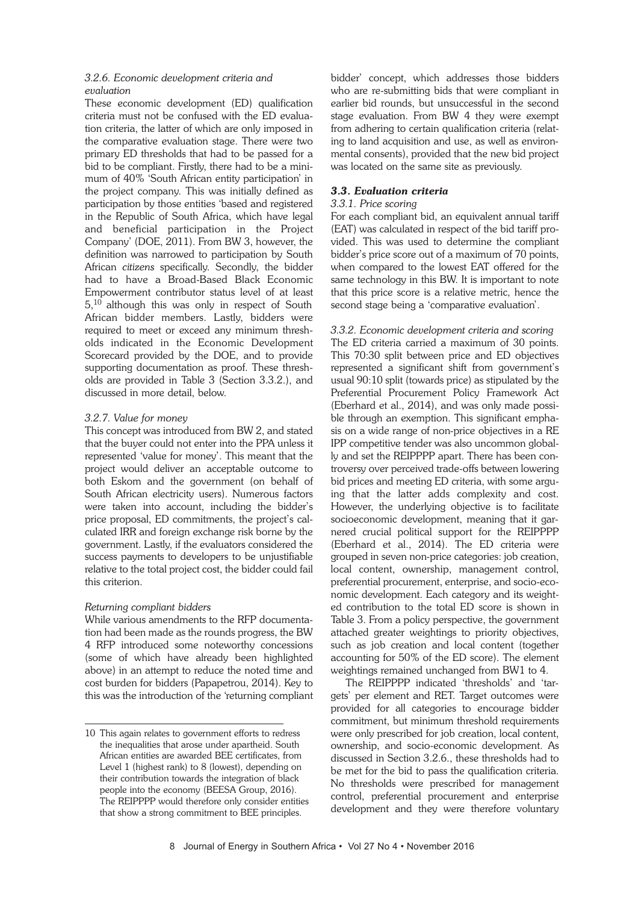#### *3.2.6. Economic development criteria and evaluation*

These economic development (ED) qualification criteria must not be confused with the ED evaluation criteria, the latter of which are only imposed in the comparative evaluation stage. There were two primary ED thresholds that had to be passed for a bid to be compliant. Firstly, there had to be a minimum of 40% 'South African entity participation' in the project company. This was initially defined as participation by those entities 'based and registered in the Republic of South Africa, which have legal and beneficial participation in the Project Company' (DOE, 2011). From BW 3, however, the definition was narrowed to participation by South African *citizens* specifically. Secondly, the bidder had to have a Broad-Based Black Economic Empowerment contributor status level of at least 5,[10] although this was only in respect of South African bidder members. Lastly, bidders were required to meet or exceed any minimum thresholds indicated in the Economic Development Scorecard provided by the DOE, and to provide supporting documentation as proof. These thresholds are provided in Table 3 (Section 3.3.2.), and discussed in more detail, below.

#### *3.2.7. Value for money*

This concept was introduced from BW 2, and stated that the buyer could not enter into the PPA unless it represented 'value for money'. This meant that the project would deliver an acceptable outcome to both Eskom and the government (on behalf of South African electricity users). Numerous factors were taken into account, including the bidder's price proposal, ED commitments, the project's calculated IRR and foreign exchange risk borne by the government. Lastly, if the evaluators considered the success payments to developers to be unjustifiable relative to the total project cost, the bidder could fail this criterion.

#### *Returning compliant bidders*

While various amendments to the RFP documentation had been made as the rounds progress, the BW 4 RFP introduced some noteworthy concessions (some of which have already been highlighted above) in an attempt to reduce the noted time and cost burden for bidders (Papapetrou, 2014). Key to this was the introduction of the 'returning compliant bidder' concept, which addresses those bidders who are re-submitting bids that were compliant in earlier bid rounds, but unsuccessful in the second stage evaluation. From BW 4 they were exempt from adhering to certain qualification criteria (relating to land acquisition and use, as well as environmental consents), provided that the new bid project was located on the same site as previously.

### *3.3. Evaluation criteria*

#### *3.3.1. Price scoring*

For each compliant bid, an equivalent annual tariff (EAT) was calculated in respect of the bid tariff provided. This was used to determine the compliant bidder's price score out of a maximum of 70 points, when compared to the lowest EAT offered for the same technology in this BW. It is important to note that this price score is a relative metric, hence the second stage being a 'comparative evaluation'.

#### *3.3.2. Economic development criteria and scoring*

The ED criteria carried a maximum of 30 points. This 70:30 split between price and ED objectives represented a significant shift from government's usual 90:10 split (towards price) as stipulated by the Preferential Procurement Policy Framework Act (Eberhard et al., 2014), and was only made possible through an exemption. This significant emphasis on a wide range of non-price objectives in a RE IPP competitive tender was also uncommon globally and set the REIPPPP apart. There has been controversy over perceived trade-offs between lowering bid prices and meeting ED criteria, with some arguing that the latter adds complexity and cost. However, the underlying objective is to facilitate socioeconomic development, meaning that it garnered crucial political support for the REIPPPP (Eberhard et al., 2014). The ED criteria were grouped in seven non-price categories: job creation, local content, ownership, management control, preferential procurement, enterprise, and socio-economic development. Each category and its weighted contribution to the total ED score is shown in Table 3. From a policy perspective, the government attached greater weightings to priority objectives, such as job creation and local content (together accounting for 50% of the ED score). The element weightings remained unchanged from BW1 to 4.

The REIPPPP indicated 'thresholds' and 'targets' per element and RET. Target outcomes were provided for all categories to encourage bidder commitment, but minimum threshold requirements were only prescribed for job creation, local content, ownership, and socio-economic development. As discussed in Section 3.2.6., these thresholds had to be met for the bid to pass the qualification criteria. No thresholds were prescribed for management control, preferential procurement and enterprise development and they were therefore voluntary

---

[10] This again relates to government efforts to redress the inequalities that arose under apartheid. South African entities are awarded BEE certificates, from Level 1 (highest rank) to 8 (lowest), depending on their contribution towards the integration of black people into the economy (BEESA Group, 2016). The REIPPPP would therefore only consider entities that show a strong commitment to BEE principles.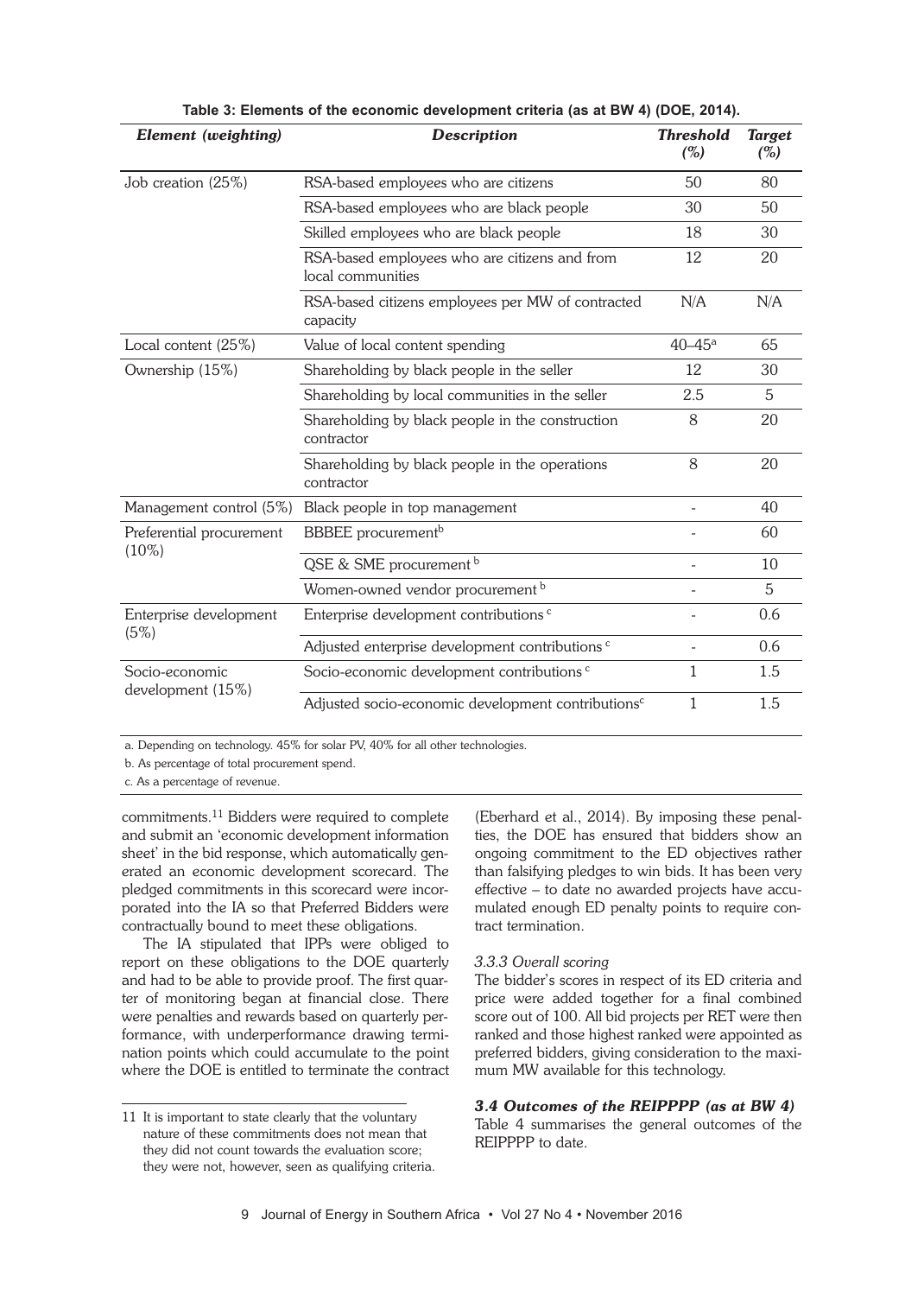**Table 3: Elements of the economic development criteria (as at BW 4) (DOE, 2014).**

| *Element (weighting)* | *Description* | *Threshold (%)* | *Target (%)* |
|---|---|---|---|
| Job creation (25%) | RSA-based employees who are citizens | 50 | 80 |
| | RSA-based employees who are black people | 30 | 50 |
| | Skilled employees who are black people | 18 | 30 |
| | RSA-based employees who are citizens and from local communities | 12 | 20 |
| | RSA-based citizens employees per MW of contracted capacity | N/A | N/A |
| Local content (25%) | Value of local content spending | 40–45[a] | 65 |
| Ownership (15%) | Shareholding by black people in the seller | 12 | 30 |
| | Shareholding by local communities in the seller | 2.5 | 5 |
| | Shareholding by black people in the construction contractor | 8 | 20 |
| | Shareholding by black people in the operations contractor | 8 | 20 |
| Management control (5%) | Black people in top management | - | 40 |
| Preferential procurement (10%) | BBBEE procurement[b] | - | 60 |
| | QSE & SME procurement [b] | - | 10 |
| | Women-owned vendor procurement [b] | - | 5 |
| Enterprise development (5%) | Enterprise development contributions [c] | - | 0.6 |
| | Adjusted enterprise development contributions [c] | - | 0.6 |
| Socio-economic development (15%) | Socio-economic development contributions [c] | 1 | 1.5 |
| | Adjusted socio-economic development contributions[c] | 1 | 1.5 |

a. Depending on technology. 45% for solar PV, 40% for all other technologies.

b. As percentage of total procurement spend.

c. As a percentage of revenue.

commitments.[11] Bidders were required to complete and submit an 'economic development information sheet' in the bid response, which automatically generated an economic development scorecard. The pledged commitments in this scorecard were incorporated into the IA so that Preferred Bidders were contractually bound to meet these obligations.

The IA stipulated that IPPs were obliged to report on these obligations to the DOE quarterly and had to be able to provide proof. The first quarter of monitoring began at financial close. There were penalties and rewards based on quarterly performance, with underperformance drawing termination points which could accumulate to the point where the DOE is entitled to terminate the contract (Eberhard et al., 2014). By imposing these penalties, the DOE has ensured that bidders show an ongoing commitment to the ED objectives rather than falsifying pledges to win bids. It has been very effective – to date no awarded projects have accumulated enough ED penalty points to require contract termination.

*3.3.3 Overall scoring*

The bidder's scores in respect of its ED criteria and price were added together for a final combined score out of 100. All bid projects per RET were then ranked and those highest ranked were appointed as preferred bidders, giving consideration to the maximum MW available for this technology.

### *3.4 Outcomes of the REIPPPP (as at BW 4)*

Table 4 summarises the general outcomes of the REIPPPP to date.

11 It is important to state clearly that the voluntary nature of these commitments does not mean that they did not count towards the evaluation score; they were not, however, seen as qualifying criteria.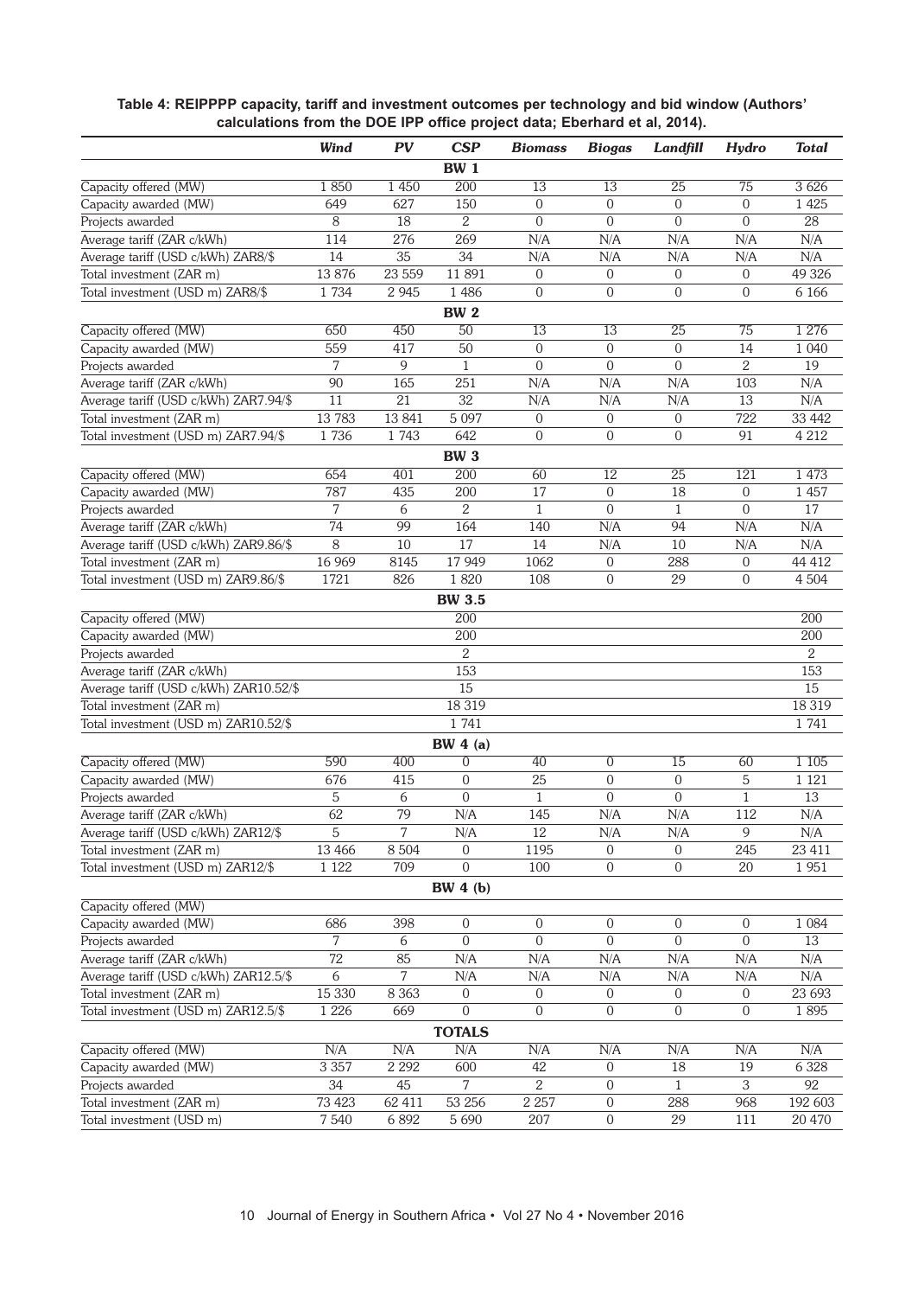**Table 4: REIPPPP capacity, tariff and investment outcomes per technology and bid window (Authors' calculations from the DOE IPP office project data; Eberhard et al, 2014).**

| | *Wind* | *PV* | *CSP* | *Biomass* | *Biogas* | *Landfill* | *Hydro* | *Total* |
|---|---|---|---|---|---|---|---|---|
| | | | **BW 1** | | | | | |
| Capacity offered (MW) | 1 850 | 1 450 | 200 | 13 | 13 | 25 | 75 | 3 626 |
| Capacity awarded (MW) | 649 | 627 | 150 | 0 | 0 | 0 | 0 | 1 425 |
| Projects awarded | 8 | 18 | 2 | 0 | 0 | 0 | 0 | 28 |
| Average tariff (ZAR c/kWh) | 114 | 276 | 269 | N/A | N/A | N/A | N/A | N/A |
| Average tariff (USD c/kWh) ZAR8/$ | 14 | 35 | 34 | N/A | N/A | N/A | N/A | N/A |
| Total investment (ZAR m) | 13 876 | 23 559 | 11 891 | 0 | 0 | 0 | 0 | 49 326 |
| Total investment (USD m) ZAR8/$ | 1 734 | 2 945 | 1 486 | 0 | 0 | 0 | 0 | 6 166 |
| | | | **BW 2** | | | | | |
| Capacity offered (MW) | 650 | 450 | 50 | 13 | 13 | 25 | 75 | 1 276 |
| Capacity awarded (MW) | 559 | 417 | 50 | 0 | 0 | 0 | 14 | 1 040 |
| Projects awarded | 7 | 9 | 1 | 0 | 0 | 0 | 2 | 19 |
| Average tariff (ZAR c/kWh) | 90 | 165 | 251 | N/A | N/A | N/A | 103 | N/A |
| Average tariff (USD c/kWh) ZAR7.94/$ | 11 | 21 | 32 | N/A | N/A | N/A | 13 | N/A |
| Total investment (ZAR m) | 13 783 | 13 841 | 5 097 | 0 | 0 | 0 | 722 | 33 442 |
| Total investment (USD m) ZAR7.94/$ | 1 736 | 1 743 | 642 | 0 | 0 | 0 | 91 | 4 212 |
| | | | **BW 3** | | | | | |
| Capacity offered (MW) | 654 | 401 | 200 | 60 | 12 | 25 | 121 | 1 473 |
| Capacity awarded (MW) | 787 | 435 | 200 | 17 | 0 | 18 | 0 | 1 457 |
| Projects awarded | 7 | 6 | 2 | 1 | 0 | 1 | 0 | 17 |
| Average tariff (ZAR c/kWh) | 74 | 99 | 164 | 140 | N/A | 94 | N/A | N/A |
| Average tariff (USD c/kWh) ZAR9.86/$ | 8 | 10 | 17 | 14 | N/A | 10 | N/A | N/A |
| Total investment (ZAR m) | 16 969 | 8145 | 17 949 | 1062 | 0 | 288 | 0 | 44 412 |
| Total investment (USD m) ZAR9.86/$ | 1721 | 826 | 1 820 | 108 | 0 | 29 | 0 | 4 504 |
| | | | **BW 3.5** | | | | | |
| Capacity offered (MW) | | | 200 | | | | | 200 |
| Capacity awarded (MW) | | | 200 | | | | | 200 |
| Projects awarded | | | 2 | | | | | 2 |
| Average tariff (ZAR c/kWh) | | | 153 | | | | | 153 |
| Average tariff (USD c/kWh) ZAR10.52/$ | | | 15 | | | | | 15 |
| Total investment (ZAR m) | | | 18 319 | | | | | 18 319 |
| Total investment (USD m) ZAR10.52/$ | | | 1 741 | | | | | 1 741 |
| | | | **BW 4 (a)** | | | | | |
| Capacity offered (MW) | 590 | 400 | 0 | 40 | 0 | 15 | 60 | 1 105 |
| Capacity awarded (MW) | 676 | 415 | 0 | 25 | 0 | 0 | 5 | 1 121 |
| Projects awarded | 5 | 6 | 0 | 1 | 0 | 0 | 1 | 13 |
| Average tariff (ZAR c/kWh) | 62 | 79 | N/A | 145 | N/A | N/A | 112 | N/A |
| Average tariff (USD c/kWh) ZAR12/$ | 5 | 7 | N/A | 12 | N/A | N/A | 9 | N/A |
| Total investment (ZAR m) | 13 466 | 8 504 | 0 | 1195 | 0 | 0 | 245 | 23 411 |
| Total investment (USD m) ZAR12/$ | 1 122 | 709 | 0 | 100 | 0 | 0 | 20 | 1 951 |
| | | | **BW 4 (b)** | | | | | |
| Capacity offered (MW) | | | | | | | | |
| Capacity awarded (MW) | 686 | 398 | 0 | 0 | 0 | 0 | 0 | 1 084 |
| Projects awarded | 7 | 6 | 0 | 0 | 0 | 0 | 0 | 13 |
| Average tariff (ZAR c/kWh) | 72 | 85 | N/A | N/A | N/A | N/A | N/A | N/A |
| Average tariff (USD c/kWh) ZAR12.5/$ | 6 | 7 | N/A | N/A | N/A | N/A | N/A | N/A |
| Total investment (ZAR m) | 15 330 | 8 363 | 0 | 0 | 0 | 0 | 0 | 23 693 |
| Total investment (USD m) ZAR12.5/$ | 1 226 | 669 | 0 | 0 | 0 | 0 | 0 | 1 895 |
| | | | **TOTALS** | | | | | |
| Capacity offered (MW) | N/A | N/A | N/A | N/A | N/A | N/A | N/A | N/A |
| Capacity awarded (MW) | 3 357 | 2 292 | 600 | 42 | 0 | 18 | 19 | 6 328 |
| Projects awarded | 34 | 45 | 7 | 2 | 0 | 1 | 3 | 92 |
| Total investment (ZAR m) | 73 423 | 62 411 | 53 256 | 2 257 | 0 | 288 | 968 | 192 603 |
| Total investment (USD m) | 7 540 | 6 892 | 5 690 | 207 | 0 | 29 | 111 | 20 470 |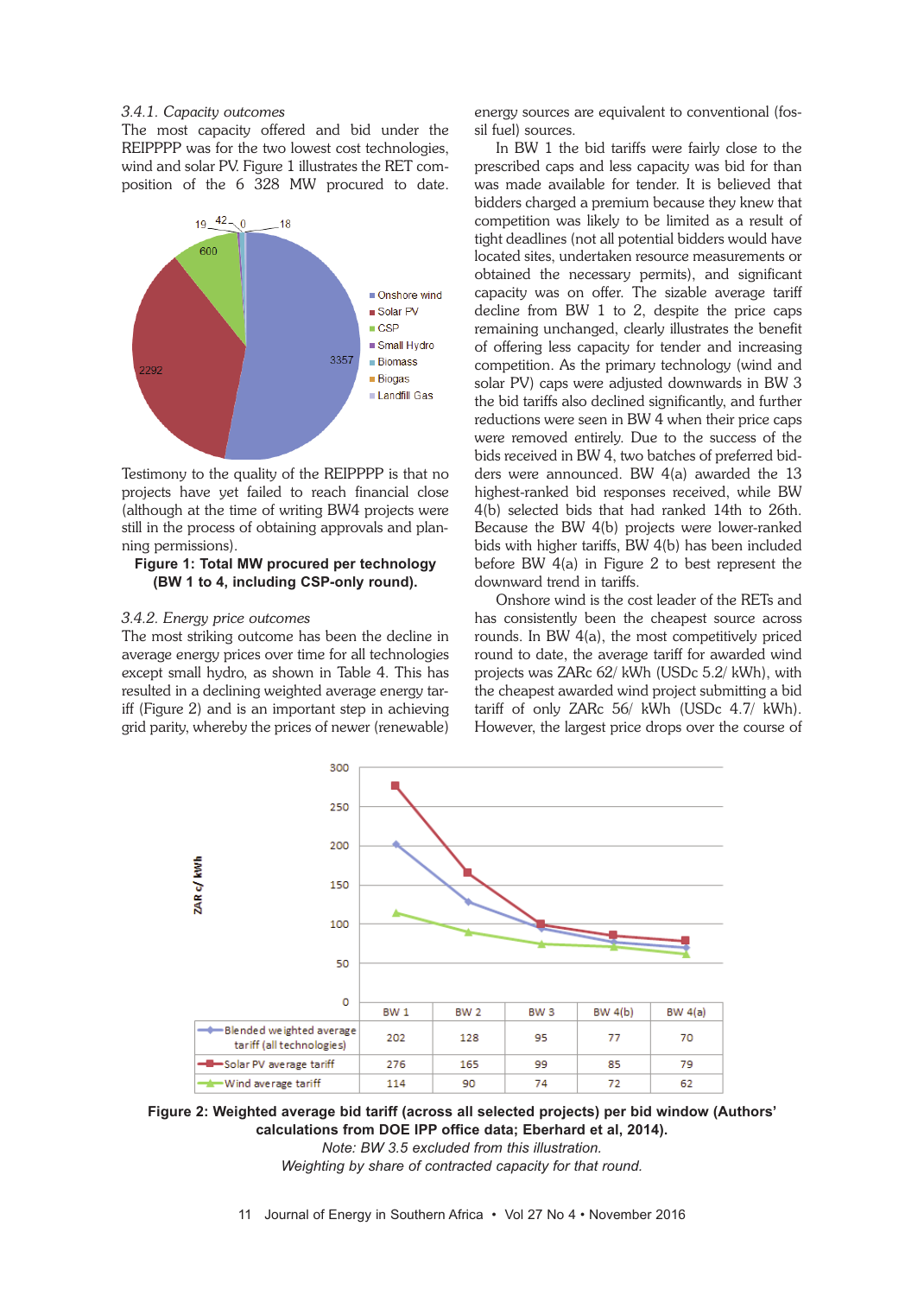*3.4.1. Capacity outcomes*

The most capacity offered and bid under the REIPPPP was for the two lowest cost technologies, wind and solar PV. Figure 1 illustrates the RET composition of the 6 328 MW procured to date.

**Figure 1: Total MW procured per technology (BW 1 to 4, including CSP-only round).**

Testimony to the quality of the REIPPPP is that no projects have yet failed to reach financial close (although at the time of writing BW4 projects were still in the process of obtaining approvals and planning permissions).

*3.4.2. Energy price outcomes*

The most striking outcome has been the decline in average energy prices over time for all technologies except small hydro, as shown in Table 4. This has resulted in a declining weighted average energy tariff (Figure 2) and is an important step in achieving grid parity, whereby the prices of newer (renewable) energy sources are equivalent to conventional (fossil fuel) sources.

In BW 1 the bid tariffs were fairly close to the prescribed caps and less capacity was bid for than was made available for tender. It is believed that bidders charged a premium because they knew that competition was likely to be limited as a result of tight deadlines (not all potential bidders would have located sites, undertaken resource measurements or obtained the necessary permits), and significant capacity was on offer. The sizable average tariff decline from BW 1 to 2, despite the price caps remaining unchanged, clearly illustrates the benefit of offering less capacity for tender and increasing competition. As the primary technology (wind and solar PV) caps were adjusted downwards in BW 3 the bid tariffs also declined significantly, and further reductions were seen in BW 4 when their price caps were removed entirely. Due to the success of the bids received in BW 4, two batches of preferred bidders were announced. BW 4(a) awarded the 13 highest-ranked bid responses received, while BW 4(b) selected bids that had ranked 14th to 26th. Because the BW 4(b) projects were lower-ranked bids with higher tariffs, BW 4(b) has been included before BW 4(a) in Figure 2 to best represent the downward trend in tariffs.

Onshore wind is the cost leader of the RETs and has consistently been the cheapest source across rounds. In BW 4(a), the most competitively priced round to date, the average tariff for awarded wind projects was ZARc 62/ kWh (USDc 5.2/ kWh), with the cheapest awarded wind project submitting a bid tariff of only ZARc 56/ kWh (USDc 4.7/ kWh). However, the largest price drops over the course of

| ZAR c/ kWh | BW 1 | BW 2 | BW 3 | BW 4(b) | BW 4(a) |
|---|---|---|---|---|---|
| Blended weighted average tariff (all technologies) | 202 | 128 | 95 | 77 | 70 |
| Solar PV average tariff | 276 | 165 | 99 | 85 | 79 |
| Wind average tariff | 114 | 90 | 74 | 72 | 62 |

**Figure 2: Weighted average bid tariff (across all selected projects) per bid window (Authors' calculations from DOE IPP office data; Eberhard et al, 2014).**

*Note: BW 3.5 excluded from this illustration.*

*Weighting by share of contracted capacity for that round.*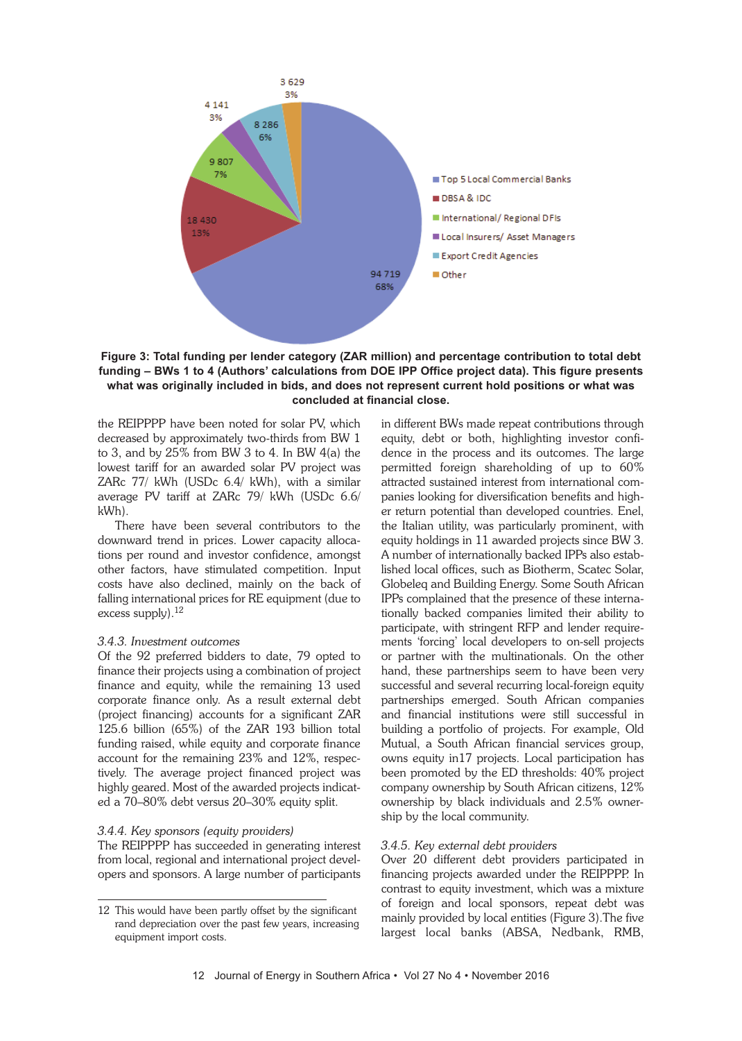**Figure 3: Total funding per lender category (ZAR million) and percentage contribution to total debt funding – BWs 1 to 4 (Authors' calculations from DOE IPP Office project data). This figure presents what was originally included in bids, and does not represent current hold positions or what was concluded at financial close.**

the REIPPPP have been noted for solar PV, which decreased by approximately two-thirds from BW 1 to 3, and by 25% from BW 3 to 4. In BW 4(a) the lowest tariff for an awarded solar PV project was ZARc 77/ kWh (USDc 6.4/ kWh), with a similar average PV tariff at ZARc 79/ kWh (USDc 6.6/ kWh).

There have been several contributors to the downward trend in prices. Lower capacity allocations per round and investor confidence, amongst other factors, have stimulated competition. Input costs have also declined, mainly on the back of falling international prices for RE equipment (due to excess supply).[12]

*3.4.3. Investment outcomes*

Of the 92 preferred bidders to date, 79 opted to finance their projects using a combination of project finance and equity, while the remaining 13 used corporate finance only. As a result external debt (project financing) accounts for a significant ZAR 125.6 billion (65%) of the ZAR 193 billion total funding raised, while equity and corporate finance account for the remaining 23% and 12%, respectively. The average project financed project was highly geared. Most of the awarded projects indicated a 70–80% debt versus 20–30% equity split.

*3.4.4. Key sponsors (equity providers)*

The REIPPPP has succeeded in generating interest from local, regional and international project developers and sponsors. A large number of participants in different BWs made repeat contributions through equity, debt or both, highlighting investor confidence in the process and its outcomes. The large permitted foreign shareholding of up to 60% attracted sustained interest from international companies looking for diversification benefits and higher return potential than developed countries. Enel, the Italian utility, was particularly prominent, with equity holdings in 11 awarded projects since BW 3. A number of internationally backed IPPs also established local offices, such as Biotherm, Scatec Solar, Globeleq and Building Energy. Some South African IPPs complained that the presence of these internationally backed companies limited their ability to participate, with stringent RFP and lender requirements 'forcing' local developers to on-sell projects or partner with the multinationals. On the other hand, these partnerships seem to have been very successful and several recurring local-foreign equity partnerships emerged. South African companies and financial institutions were still successful in building a portfolio of projects. For example, Old Mutual, a South African financial services group, owns equity in17 projects. Local participation has been promoted by the ED thresholds: 40% project company ownership by South African citizens, 12% ownership by black individuals and 2.5% ownership by the local community.

*3.4.5. Key external debt providers*

Over 20 different debt providers participated in financing projects awarded under the REIPPPP. In contrast to equity investment, which was a mixture of foreign and local sponsors, repeat debt was mainly provided by local entities (Figure 3).The five largest local banks (ABSA, Nedbank, RMB,

---

12 This would have been partly offset by the significant rand depreciation over the past few years, increasing equipment import costs.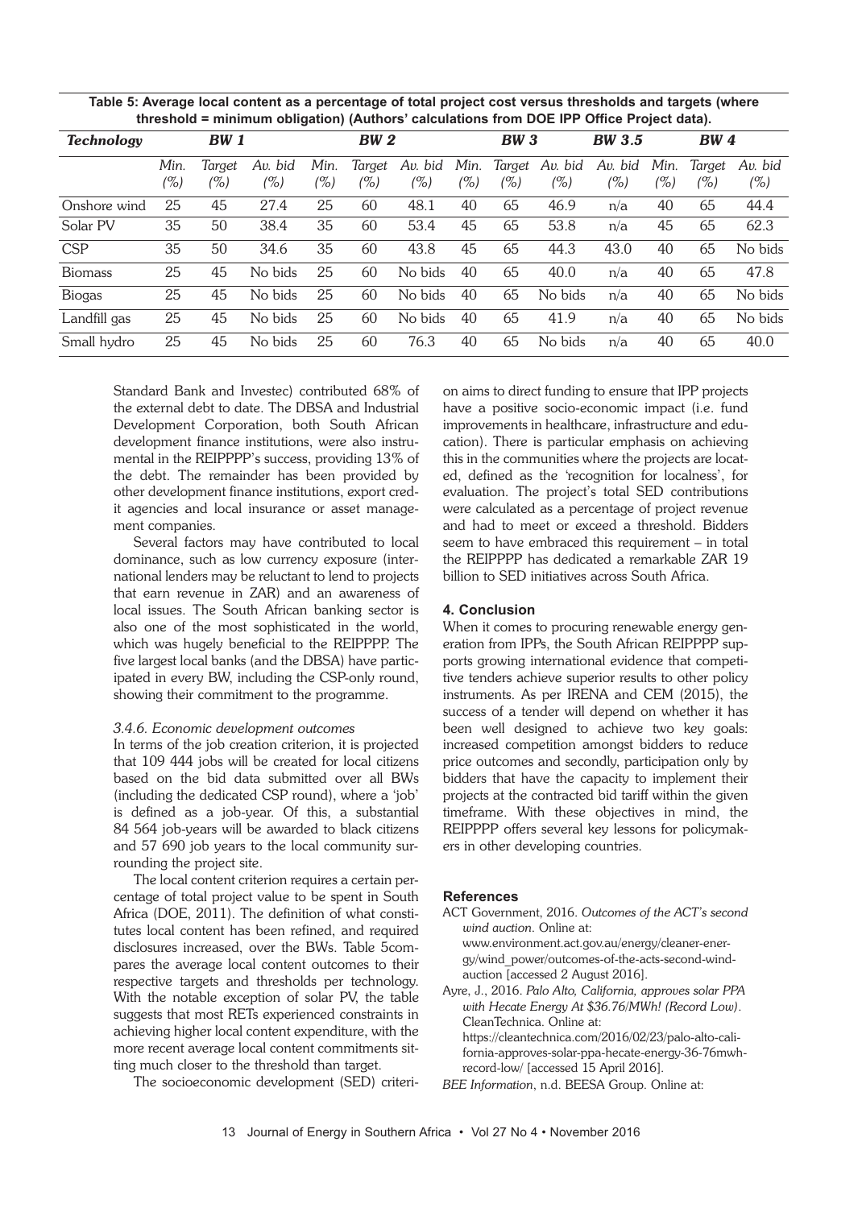**Table 5: Average local content as a percentage of total project cost versus thresholds and targets (where threshold = minimum obligation) (Authors' calculations from DOE IPP Office Project data).**

| *Technology* | *BW 1* | | | *BW 2* | | | *BW 3* | | | *BW 3.5* | *BW 4* | | |
|---|---|---|---|---|---|---|---|---|---|---|---|---|---|
| | *Min. (%)* | *Target (%)* | *Av. bid (%)* | *Min. (%)* | *Target (%)* | *Av. bid (%)* | *Min. (%)* | *Target (%)* | *Av. bid (%)* | *Av. bid (%)* | *Min. (%)* | *Target (%)* | *Av. bid (%)* |
| Onshore wind | 25 | 45 | 27.4 | 25 | 60 | 48.1 | 40 | 65 | 46.9 | n/a | 40 | 65 | 44.4 |
| Solar PV | 35 | 50 | 38.4 | 35 | 60 | 53.4 | 45 | 65 | 53.8 | n/a | 45 | 65 | 62.3 |
| CSP | 35 | 50 | 34.6 | 35 | 60 | 43.8 | 45 | 65 | 44.3 | 43.0 | 40 | 65 | No bids |
| Biomass | 25 | 45 | No bids | 25 | 60 | No bids | 40 | 65 | 40.0 | n/a | 40 | 65 | 47.8 |
| Biogas | 25 | 45 | No bids | 25 | 60 | No bids | 40 | 65 | No bids | n/a | 40 | 65 | No bids |
| Landfill gas | 25 | 45 | No bids | 25 | 60 | No bids | 40 | 65 | 41.9 | n/a | 40 | 65 | No bids |
| Small hydro | 25 | 45 | No bids | 25 | 60 | 76.3 | 40 | 65 | No bids | n/a | 40 | 65 | 40.0 |

Standard Bank and Investec) contributed 68% of the external debt to date. The DBSA and Industrial Development Corporation, both South African development finance institutions, were also instrumental in the REIPPPP's success, providing 13% of the debt. The remainder has been provided by other development finance institutions, export credit agencies and local insurance or asset management companies.

Several factors may have contributed to local dominance, such as low currency exposure (international lenders may be reluctant to lend to projects that earn revenue in ZAR) and an awareness of local issues. The South African banking sector is also one of the most sophisticated in the world, which was hugely beneficial to the REIPPPP. The five largest local banks (and the DBSA) have participated in every BW, including the CSP-only round, showing their commitment to the programme.

### *3.4.6. Economic development outcomes*

In terms of the job creation criterion, it is projected that 109 444 jobs will be created for local citizens based on the bid data submitted over all BWs (including the dedicated CSP round), where a 'job' is defined as a job-year. Of this, a substantial 84 564 job-years will be awarded to black citizens and 57 690 job years to the local community surrounding the project site.

The local content criterion requires a certain percentage of total project value to be spent in South Africa (DOE, 2011). The definition of what constitutes local content has been refined, and required disclosures increased, over the BWs. Table 5compares the average local content outcomes to their respective targets and thresholds per technology. With the notable exception of solar PV, the table suggests that most RETs experienced constraints in achieving higher local content expenditure, with the more recent average local content commitments sitting much closer to the threshold than target.

The socioeconomic development (SED) criterion aims to direct funding to ensure that IPP projects have a positive socio-economic impact (i.e. fund improvements in healthcare, infrastructure and education). There is particular emphasis on achieving this in the communities where the projects are located, defined as the 'recognition for localness', for evaluation. The project's total SED contributions were calculated as a percentage of project revenue and had to meet or exceed a threshold. Bidders seem to have embraced this requirement – in total the REIPPPP has dedicated a remarkable ZAR 19 billion to SED initiatives across South Africa.

## 4. Conclusion

When it comes to procuring renewable energy generation from IPPs, the South African REIPPPP supports growing international evidence that competitive tenders achieve superior results to other policy instruments. As per IRENA and CEM (2015), the success of a tender will depend on whether it has been well designed to achieve two key goals: increased competition amongst bidders to reduce price outcomes and secondly, participation only by bidders that have the capacity to implement their projects at the contracted bid tariff within the given timeframe. With these objectives in mind, the REIPPPP offers several key lessons for policymakers in other developing countries.

## References

ACT Government, 2016. *Outcomes of the ACT's second wind auction*. Online at: www.environment.act.gov.au/energy/cleaner-energy/wind_power/outcomes-of-the-acts-second-wind-auction [accessed 2 August 2016].

Ayre, J., 2016. *Palo Alto, California, approves solar PPA with Hecate Energy At $36.76/MWh! (Record Low)*. CleanTechnica. Online at: https://cleantechnica.com/2016/02/23/palo-alto-california-approves-solar-ppa-hecate-energy-36-76mwh-record-low/ [accessed 15 April 2016].

*BEE Information*, n.d. BEESA Group. Online at: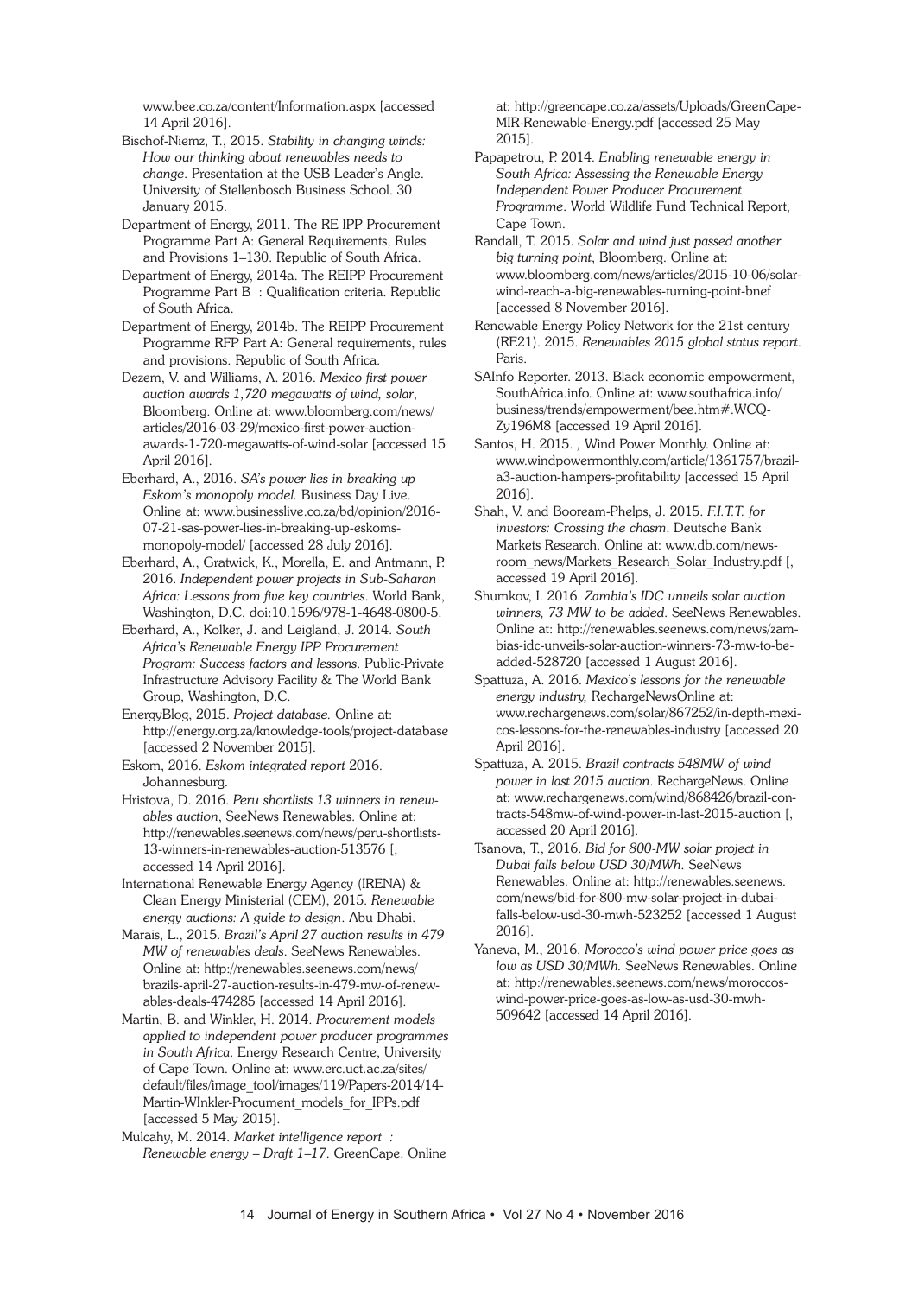www.bee.co.za/content/Information.aspx [accessed 14 April 2016].

Bischof-Niemz, T., 2015. *Stability in changing winds: How our thinking about renewables needs to change*. Presentation at the USB Leader's Angle. University of Stellenbosch Business School. 30 January 2015.

Department of Energy, 2011. The RE IPP Procurement Programme Part A: General Requirements, Rules and Provisions 1–130. Republic of South Africa.

Department of Energy, 2014a. The REIPP Procurement Programme Part B : Qualification criteria. Republic of South Africa.

Department of Energy, 2014b. The REIPP Procurement Programme RFP Part A: General requirements, rules and provisions. Republic of South Africa.

Dezem, V. and Williams, A. 2016. *Mexico first power auction awards 1,720 megawatts of wind, solar*, Bloomberg. Online at: www.bloomberg.com/news/articles/2016-03-29/mexico-first-power-auction-awards-1-720-megawatts-of-wind-solar [accessed 15 April 2016].

Eberhard, A., 2016. *SA's power lies in breaking up Eskom's monopoly model.* Business Day Live. Online at: www.businesslive.co.za/bd/opinion/2016-07-21-sas-power-lies-in-breaking-up-eskoms-monopoly-model/ [accessed 28 July 2016].

Eberhard, A., Gratwick, K., Morella, E. and Antmann, P. 2016. *Independent power projects in Sub-Saharan Africa: Lessons from five key countries*. World Bank, Washington, D.C. doi:10.1596/978-1-4648-0800-5.

Eberhard, A., Kolker, J. and Leigland, J. 2014. *South Africa's Renewable Energy IPP Procurement Program: Success factors and lessons*. Public-Private Infrastructure Advisory Facility & The World Bank Group, Washington, D.C.

EnergyBlog, 2015. *Project database.* Online at: http://energy.org.za/knowledge-tools/project-database [accessed 2 November 2015].

Eskom, 2016. *Eskom integrated report* 2016. Johannesburg.

Hristova, D. 2016. *Peru shortlists 13 winners in renewables auction*, SeeNews Renewables. Online at: http://renewables.seenews.com/news/peru-shortlists-13-winners-in-renewables-auction-513576 [, accessed 14 April 2016].

International Renewable Energy Agency (IRENA) & Clean Energy Ministerial (CEM), 2015. *Renewable energy auctions: A guide to design*. Abu Dhabi.

Marais, L., 2015. *Brazil's April 27 auction results in 479 MW of renewables deals*. SeeNews Renewables. Online at: http://renewables.seenews.com/news/brazils-april-27-auction-results-in-479-mw-of-renewables-deals-474285 [accessed 14 April 2016].

Martin, B. and Winkler, H. 2014. *Procurement models applied to independent power producer programmes in South Africa*. Energy Research Centre, University of Cape Town. Online at: www.erc.uct.ac.za/sites/default/files/image_tool/images/119/Papers-2014/14-Martin-WInkler-Procument_models_for_IPPs.pdf [accessed 5 May 2015].

Mulcahy, M. 2014. *Market intelligence report : Renewable energy – Draft 1–17*. GreenCape. Online at: http://greencape.co.za/assets/Uploads/GreenCape-MIR-Renewable-Energy.pdf [accessed 25 May 2015].

Papapetrou, P. 2014. *Enabling renewable energy in South Africa: Assessing the Renewable Energy Independent Power Producer Procurement Programme*. World Wildlife Fund Technical Report, Cape Town.

Randall, T. 2015. *Solar and wind just passed another big turning point*, Bloomberg. Online at: www.bloomberg.com/news/articles/2015-10-06/solar-wind-reach-a-big-renewables-turning-point-bnef [accessed 8 November 2016].

Renewable Energy Policy Network for the 21st century (RE21). 2015. *Renewables 2015 global status report*. Paris.

SAInfo Reporter. 2013. Black economic empowerment, SouthAfrica.info. Online at: www.southafrica.info/business/trends/empowerment/bee.htm#.WCQ-Zy196M8 [accessed 19 April 2016].

Santos, H. 2015. , Wind Power Monthly. Online at: www.windpowermonthly.com/article/1361757/brazil-a3-auction-hampers-profitability [accessed 15 April 2016].

Shah, V. and Booream-Phelps, J. 2015. *F.I.T.T. for investors: Crossing the chasm*. Deutsche Bank Markets Research. Online at: www.db.com/news-room_news/Markets_Research_Solar_Industry.pdf [, accessed 19 April 2016].

Shumkov, I. 2016. *Zambia's IDC unveils solar auction winners, 73 MW to be added*. SeeNews Renewables. Online at: http://renewables.seenews.com/news/zambias-idc-unveils-solar-auction-winners-73-mw-to-be-added-528720 [accessed 1 August 2016].

Spattuza, A. 2016. *Mexico's lessons for the renewable energy industry,* RechargeNewsOnline at: www.rechargenews.com/solar/867252/in-depth-mexicos-lessons-for-the-renewables-industry [accessed 20 April 2016].

Spattuza, A. 2015. *Brazil contracts 548MW of wind power in last 2015 auction*. RechargeNews. Online at: www.rechargenews.com/wind/868426/brazil-contracts-548mw-of-wind-power-in-last-2015-auction [, accessed 20 April 2016].

Tsanova, T., 2016. *Bid for 800-MW solar project in Dubai falls below USD 30/MWh*. SeeNews Renewables. Online at: http://renewables.seenews.com/news/bid-for-800-mw-solar-project-in-dubai-falls-below-usd-30-mwh-523252 [accessed 1 August 2016].

Yaneva, M., 2016. *Morocco's wind power price goes as low as USD 30/MWh.* SeeNews Renewables. Online at: http://renewables.seenews.com/news/moroccos-wind-power-price-goes-as-low-as-usd-30-mwh-509642 [accessed 14 April 2016].